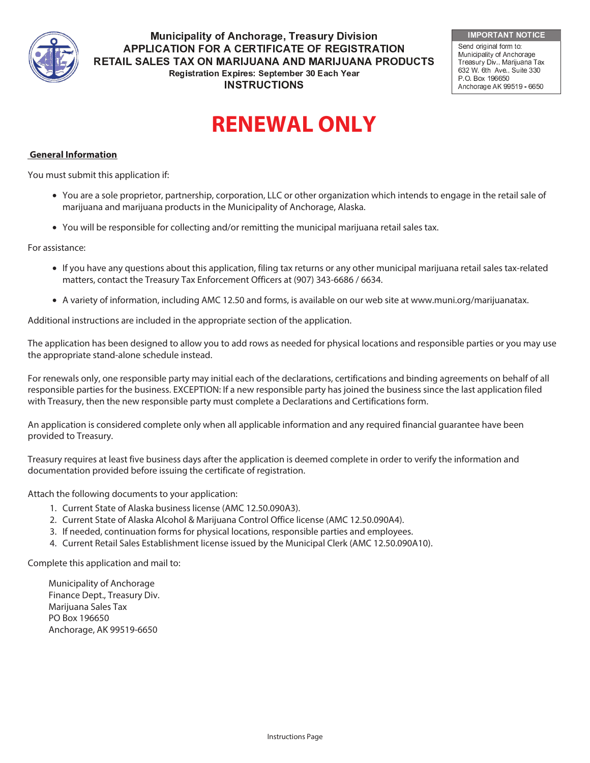# Municipality of Anchorage, Treasury Division
## APPLICATION FOR A CERTIFICATE OF REGISTRATION
## RETAIL SALES TAX ON MARIJUANA AND MARIJUANA PRODUCTS

**Registration Expires: September 30 Each Year**

**INSTRUCTIONS**

| IMPORTANT NOTICE |
| --- |
| Send original form to: Municipality of Anchorage Treasury Div., Marijuana Tax 632 W. 6th Ave., Suite 330 P.O. Box 196650 Anchorage AK 99519 - 6650 |

# RENEWAL ONLY

**General Information**

You must submit this application if:

- You are a sole proprietor, partnership, corporation, LLC or other organization which intends to engage in the retail sale of marijuana and marijuana products in the Municipality of Anchorage, Alaska.
- You will be responsible for collecting and/or remitting the municipal marijuana retail sales tax.

For assistance:

- If you have any questions about this application, filing tax returns or any other municipal marijuana retail sales tax-related matters, contact the Treasury Tax Enforcement Officers at (907) 343-6686 / 6634.
- A variety of information, including AMC 12.50 and forms, is available on our web site at www.muni.org/marijuanatax.

Additional instructions are included in the appropriate section of the application.

The application has been designed to allow you to add rows as needed for physical locations and responsible parties or you may use the appropriate stand-alone schedule instead.

For renewals only, one responsible party may initial each of the declarations, certifications and binding agreements on behalf of all responsible parties for the business. EXCEPTION: If a new responsible party has joined the business since the last application filed with Treasury, then the new responsible party must complete a Declarations and Certifications form.

An application is considered complete only when all applicable information and any required financial guarantee have been provided to Treasury.

Treasury requires at least five business days after the application is deemed complete in order to verify the information and documentation provided before issuing the certificate of registration.

Attach the following documents to your application:

1. Current State of Alaska business license (AMC 12.50.090A3).
2. Current State of Alaska Alcohol & Marijuana Control Office license (AMC 12.50.090A4).
3. If needed, continuation forms for physical locations, responsible parties and employees.
4. Current Retail Sales Establishment license issued by the Municipal Clerk (AMC 12.50.090A10).

Complete this application and mail to:

Municipality of Anchorage
Finance Dept., Treasury Div.
Marijuana Sales Tax
PO Box 196650
Anchorage, AK 99519-6650

Instructions Page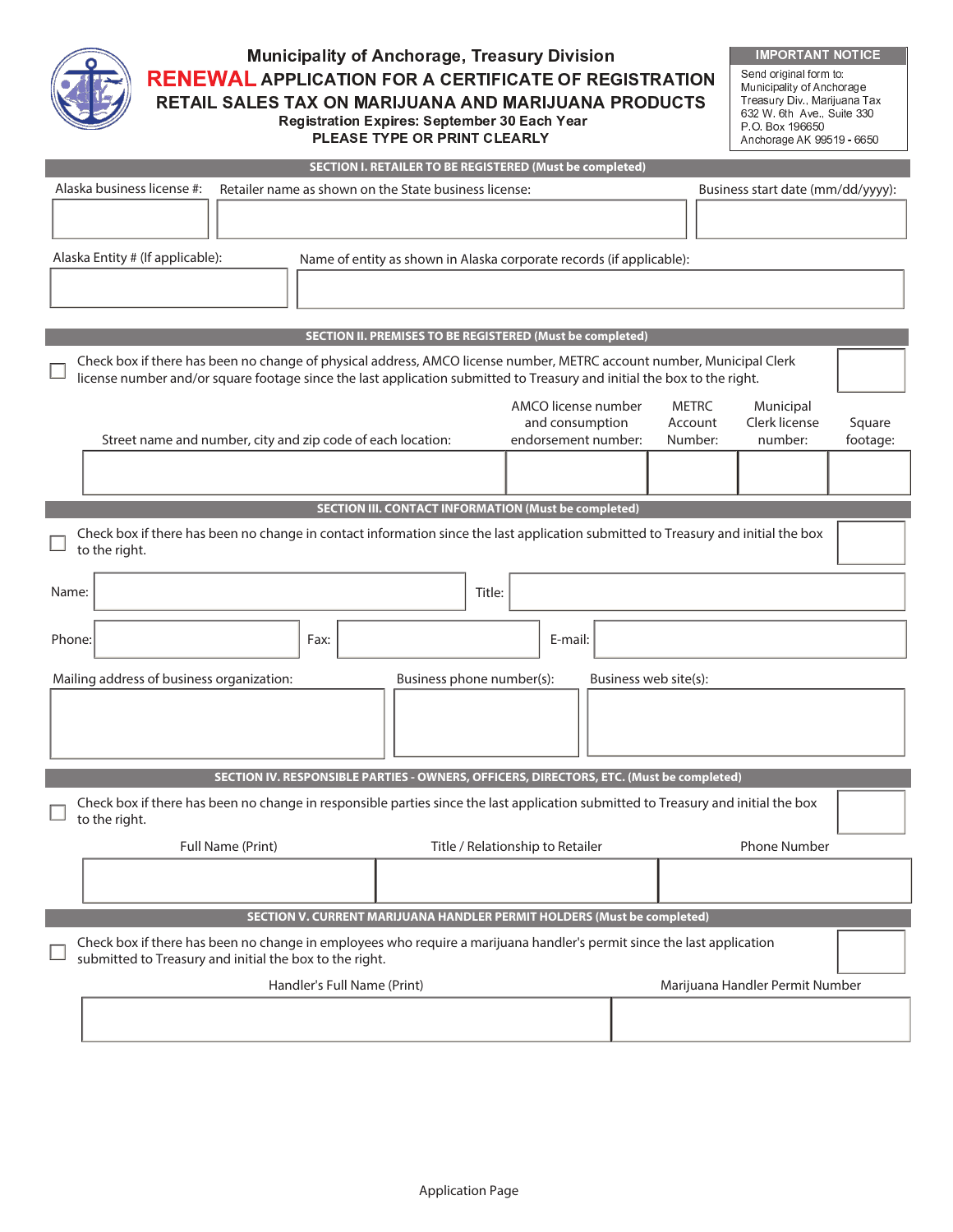# Municipality of Anchorage, Treasury Division

## RENEWAL APPLICATION FOR A CERTIFICATE OF REGISTRATION

## RETAIL SALES TAX ON MARIJUANA AND MARIJUANA PRODUCTS

**Registration Expires: September 30 Each Year**

**PLEASE TYPE OR PRINT CLEARLY**

**IMPORTANT NOTICE**

Send original form to:
Municipality of Anchorage
Treasury Div., Marijuana Tax
632 W. 6th Ave., Suite 330
P.O. Box 196650
Anchorage AK 99519 - 6650

### SECTION I. RETAILER TO BE REGISTERED (Must be completed)

| Alaska business license #: | Retailer name as shown on the State business license: | Business start date (mm/dd/yyyy): |
|---|---|---|
| | | |

| Alaska Entity # (If applicable): | Name of entity as shown in Alaska corporate records (if applicable): |
|---|---|
| | |

### SECTION II. PREMISES TO BE REGISTERED (Must be completed)

☐ Check box if there has been no change of physical address, AMCO license number, METRC account number, Municipal Clerk license number and/or square footage since the last application submitted to Treasury and initial the box to the right. [ ]

| Street name and number, city and zip code of each location: | AMCO license number and consumption endorsement number: | METRC Account Number: | Municipal Clerk license number: | Square footage: |
|---|---|---|---|---|
| | | | | |

### SECTION III. CONTACT INFORMATION (Must be completed)

☐ Check box if there has been no change in contact information since the last application submitted to Treasury and initial the box to the right. [ ]

Name: ______________________ Title: ______________________

Phone: ______________ Fax: ______________ E-mail: ______________

| Mailing address of business organization: | Business phone number(s): | Business web site(s): |
|---|---|---|
| | | |

### SECTION IV. RESPONSIBLE PARTIES - OWNERS, OFFICERS, DIRECTORS, ETC. (Must be completed)

☐ Check box if there has been no change in responsible parties since the last application submitted to Treasury and initial the box to the right. [ ]

| Full Name (Print) | Title / Relationship to Retailer | Phone Number |
|---|---|---|
| | | |

### SECTION V. CURRENT MARIJUANA HANDLER PERMIT HOLDERS (Must be completed)

☐ Check box if there has been no change in employees who require a marijuana handler's permit since the last application submitted to Treasury and initial the box to the right. [ ]

| Handler's Full Name (Print) | Marijuana Handler Permit Number |
|---|---|
| | |

Application Page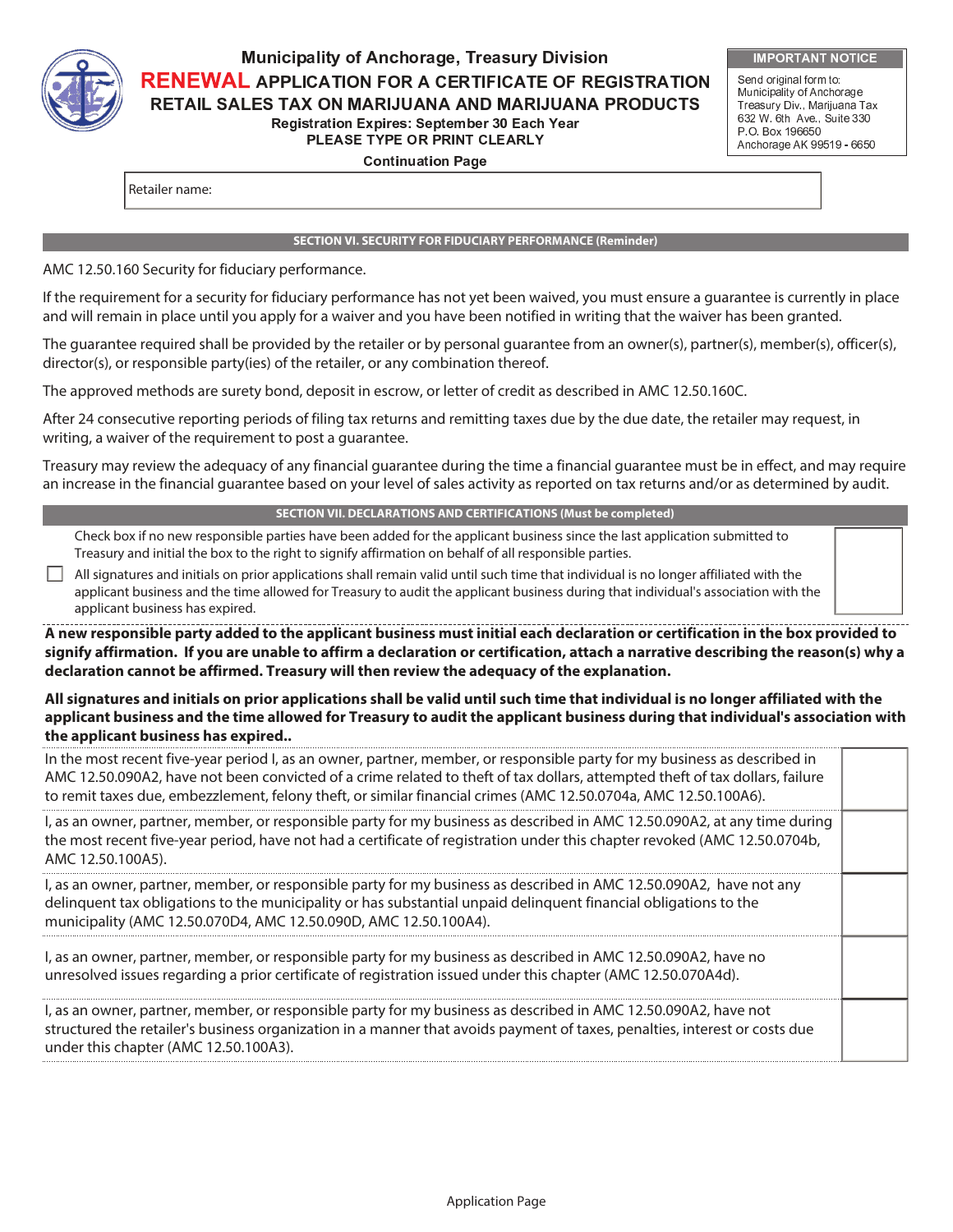# Municipality of Anchorage, Treasury Division

## RENEWAL APPLICATION FOR A CERTIFICATE OF REGISTRATION

## RETAIL SALES TAX ON MARIJUANA AND MARIJUANA PRODUCTS

**Registration Expires: September 30 Each Year**

**PLEASE TYPE OR PRINT CLEARLY**

**Continuation Page**

**IMPORTANT NOTICE**

Send original form to:
Municipality of Anchorage
Treasury Div., Marijuana Tax
632 W. 6th Ave., Suite 330
P.O. Box 196650
Anchorage AK 99519 - 6650

Retailer name:

### SECTION VI. SECURITY FOR FIDUCIARY PERFORMANCE (Reminder)

AMC 12.50.160 Security for fiduciary performance.

If the requirement for a security for fiduciary performance has not yet been waived, you must ensure a guarantee is currently in place and will remain in place until you apply for a waiver and you have been notified in writing that the waiver has been granted.

The guarantee required shall be provided by the retailer or by personal guarantee from an owner(s), partner(s), member(s), officer(s), director(s), or responsible party(ies) of the retailer, or any combination thereof.

The approved methods are surety bond, deposit in escrow, or letter of credit as described in AMC 12.50.160C.

After 24 consecutive reporting periods of filing tax returns and remitting taxes due by the due date, the retailer may request, in writing, a waiver of the requirement to post a guarantee.

Treasury may review the adequacy of any financial guarantee during the time a financial guarantee must be in effect, and may require an increase in the financial guarantee based on your level of sales activity as reported on tax returns and/or as determined by audit.

### SECTION VII. DECLARATIONS AND CERTIFICATIONS (Must be completed)

☐ Check box if no new responsible parties have been added for the applicant business since the last application submitted to Treasury and initial the box to the right to signify affirmation on behalf of all responsible parties.
All signatures and initials on prior applications shall remain valid until such time that individual is no longer affiliated with the applicant business and the time allowed for Treasury to audit the applicant business during that individual's association with the applicant business has expired.

**A new responsible party added to the applicant business must initial each declaration or certification in the box provided to signify affirmation. If you are unable to affirm a declaration or certification, attach a narrative describing the reason(s) why a declaration cannot be affirmed. Treasury will then review the adequacy of the explanation.**

**All signatures and initials on prior applications shall be valid until such time that individual is no longer affiliated with the applicant business and the time allowed for Treasury to audit the applicant business during that individual's association with the applicant business has expired..**

| Declaration | Initials |
|---|---|
| In the most recent five-year period I, as an owner, partner, member, or responsible party for my business as described in AMC 12.50.090A2, have not been convicted of a crime related to theft of tax dollars, attempted theft of tax dollars, failure to remit taxes due, embezzlement, felony theft, or similar financial crimes (AMC 12.50.0704a, AMC 12.50.100A6). | |
| I, as an owner, partner, member, or responsible party for my business as described in AMC 12.50.090A2, at any time during the most recent five-year period, have not had a certificate of registration under this chapter revoked (AMC 12.50.0704b, AMC 12.50.100A5). | |
| I, as an owner, partner, member, or responsible party for my business as described in AMC 12.50.090A2, have not any delinquent tax obligations to the municipality or has substantial unpaid delinquent financial obligations to the municipality (AMC 12.50.070D4, AMC 12.50.090D, AMC 12.50.100A4). | |
| I, as an owner, partner, member, or responsible party for my business as described in AMC 12.50.090A2, have no unresolved issues regarding a prior certificate of registration issued under this chapter (AMC 12.50.070A4d). | |
| I, as an owner, partner, member, or responsible party for my business as described in AMC 12.50.090A2, have not structured the retailer's business organization in a manner that avoids payment of taxes, penalties, interest or costs due under this chapter (AMC 12.50.100A3). | |

Application Page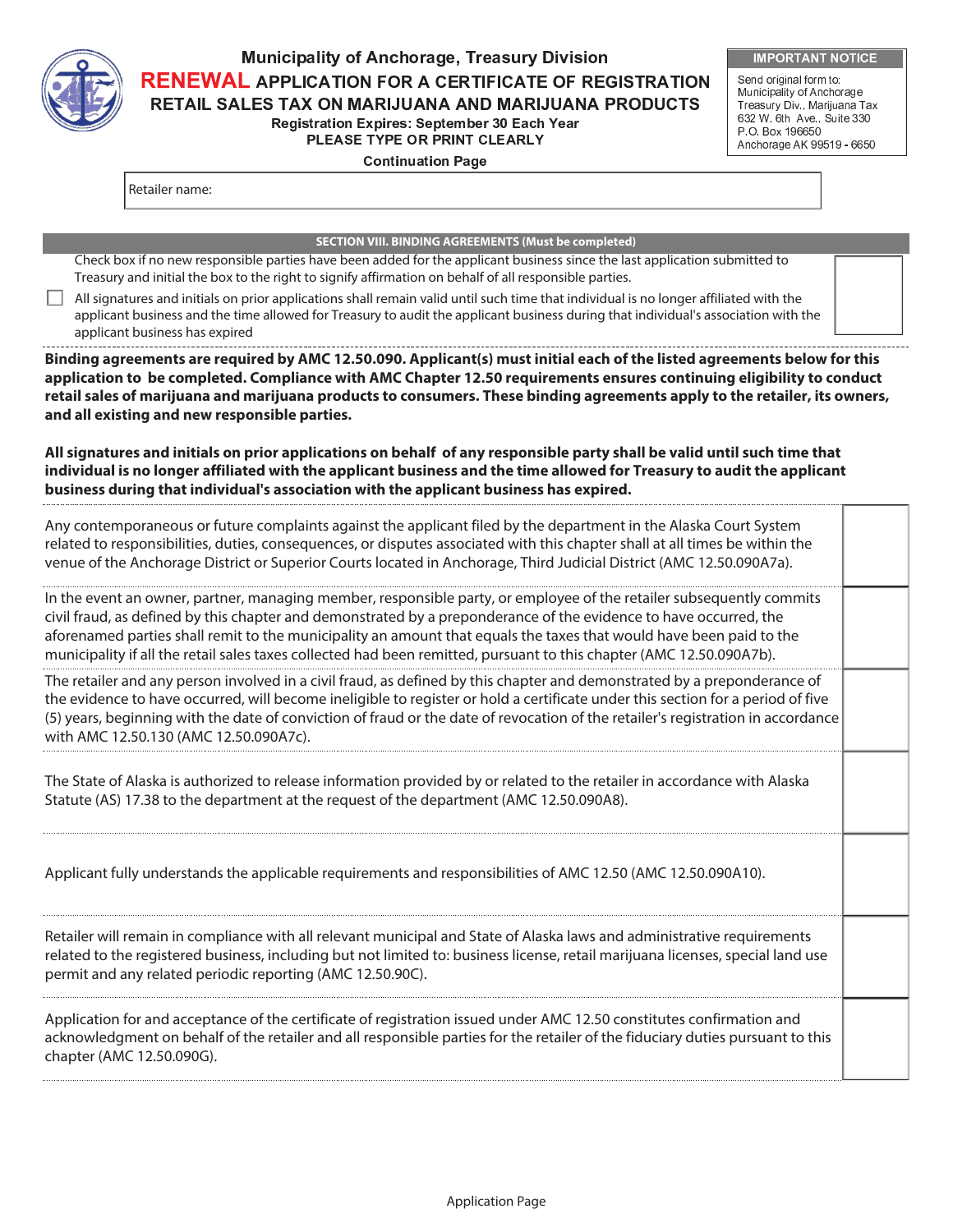# Municipality of Anchorage, Treasury Division

## RENEWAL APPLICATION FOR A CERTIFICATE OF REGISTRATION
## RETAIL SALES TAX ON MARIJUANA AND MARIJUANA PRODUCTS

**Registration Expires: September 30 Each Year**
**PLEASE TYPE OR PRINT CLEARLY**

**Continuation Page**

| IMPORTANT NOTICE |
|---|
| Send original form to: Municipality of Anchorage Treasury Div., Marijuana Tax 632 W. 6th Ave., Suite 330 P.O. Box 196650 Anchorage AK 99519 - 6650 |

Retailer name:

### SECTION VIII. BINDING AGREEMENTS (Must be completed)

☐ Check box if no new responsible parties have been added for the applicant business since the last application submitted to Treasury and initial the box to the right to signify affirmation on behalf of all responsible parties.

All signatures and initials on prior applications shall remain valid until such time that individual is no longer affiliated with the applicant business and the time allowed for Treasury to audit the applicant business during that individual's association with the applicant business has expired

**Binding agreements are required by AMC 12.50.090. Applicant(s) must initial each of the listed agreements below for this application to be completed. Compliance with AMC Chapter 12.50 requirements ensures continuing eligibility to conduct retail sales of marijuana and marijuana products to consumers. These binding agreements apply to the retailer, its owners, and all existing and new responsible parties.**

**All signatures and initials on prior applications on behalf of any responsible party shall be valid until such time that individual is no longer affiliated with the applicant business and the time allowed for Treasury to audit the applicant business during that individual's association with the applicant business has expired.**

| Agreement | Initials |
|---|---|
| Any contemporaneous or future complaints against the applicant filed by the department in the Alaska Court System related to responsibilities, duties, consequences, or disputes associated with this chapter shall at all times be within the venue of the Anchorage District or Superior Courts located in Anchorage, Third Judicial District (AMC 12.50.090A7a). | |
| In the event an owner, partner, managing member, responsible party, or employee of the retailer subsequently commits civil fraud, as defined by this chapter and demonstrated by a preponderance of the evidence to have occurred, the aforenamed parties shall remit to the municipality an amount that equals the taxes that would have been paid to the municipality if all the retail sales taxes collected had been remitted, pursuant to this chapter (AMC 12.50.090A7b). | |
| The retailer and any person involved in a civil fraud, as defined by this chapter and demonstrated by a preponderance of the evidence to have occurred, will become ineligible to register or hold a certificate under this section for a period of five (5) years, beginning with the date of conviction of fraud or the date of revocation of the retailer's registration in accordance with AMC 12.50.130 (AMC 12.50.090A7c). | |
| The State of Alaska is authorized to release information provided by or related to the retailer in accordance with Alaska Statute (AS) 17.38 to the department at the request of the department (AMC 12.50.090A8). | |
| Applicant fully understands the applicable requirements and responsibilities of AMC 12.50 (AMC 12.50.090A10). | |
| Retailer will remain in compliance with all relevant municipal and State of Alaska laws and administrative requirements related to the registered business, including but not limited to: business license, retail marijuana licenses, special land use permit and any related periodic reporting (AMC 12.50.90C). | |
| Application for and acceptance of the certificate of registration issued under AMC 12.50 constitutes confirmation and acknowledgment on behalf of the retailer and all responsible parties for the retailer of the fiduciary duties pursuant to this chapter (AMC 12.50.090G). | |

Application Page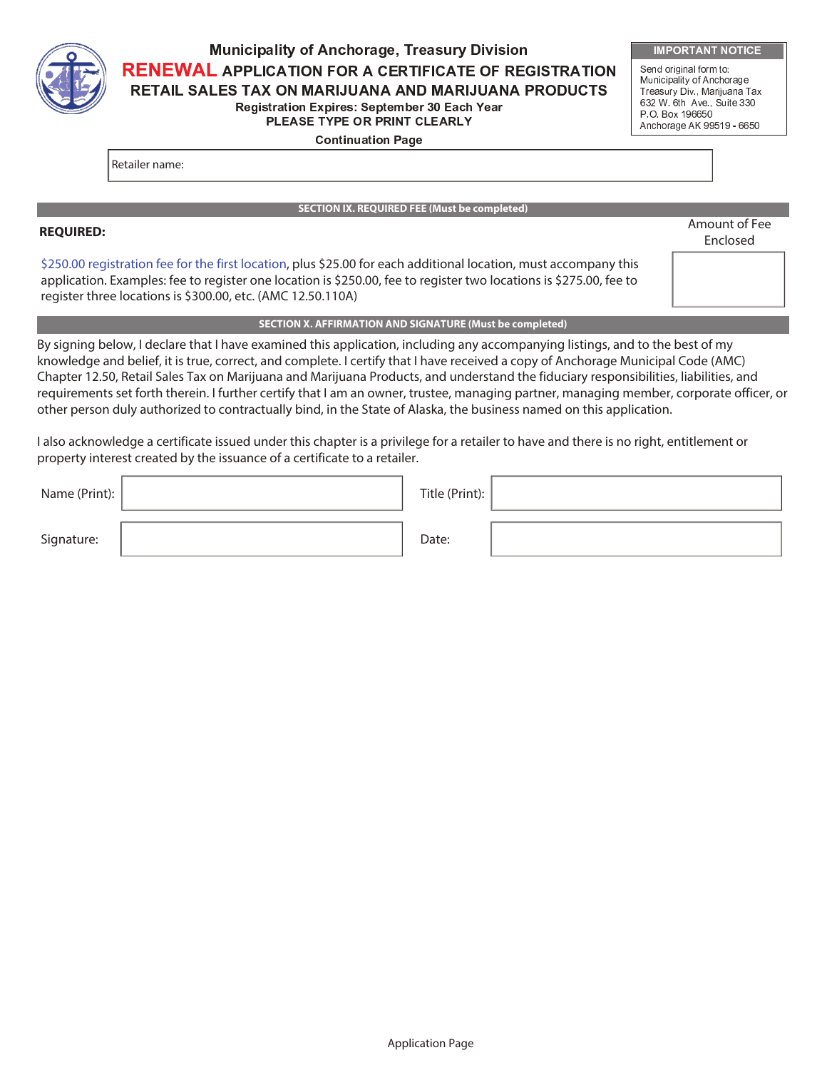# Municipality of Anchorage, Treasury Division

## RENEWAL APPLICATION FOR A CERTIFICATE OF REGISTRATION

## RETAIL SALES TAX ON MARIJUANA AND MARIJUANA PRODUCTS

**Registration Expires: September 30 Each Year**

**PLEASE TYPE OR PRINT CLEARLY**

**Continuation Page**

**IMPORTANT NOTICE**

Send original form to:
Municipality of Anchorage
Treasury Div., Marijuana Tax
632 W. 6th Ave., Suite 330
P.O. Box 196650
Anchorage AK 99519 - 6650

Retailer name:

### SECTION IX. REQUIRED FEE (Must be completed)

**REQUIRED:**

Amount of Fee Enclosed

$250.00 registration fee for the first location, plus $25.00 for each additional location, must accompany this application. Examples: fee to register one location is $250.00, fee to register two locations is $275.00, fee to register three locations is $300.00, etc. (AMC 12.50.110A)

### SECTION X. AFFIRMATION AND SIGNATURE (Must be completed)

By signing below, I declare that I have examined this application, including any accompanying listings, and to the best of my knowledge and belief, it is true, correct, and complete. I certify that I have received a copy of Anchorage Municipal Code (AMC) Chapter 12.50, Retail Sales Tax on Marijuana and Marijuana Products, and understand the fiduciary responsibilities, liabilities, and requirements set forth therein. I further certify that I am an owner, trustee, managing partner, managing member, corporate officer, or other person duly authorized to contractually bind, in the State of Alaska, the business named on this application.

I also acknowledge a certificate issued under this chapter is a privilege for a retailer to have and there is no right, entitlement or property interest created by the issuance of a certificate to a retailer.

| | | | |
|---|---|---|---|
| Name (Print): | | Title (Print): | |
| Signature: | | Date: | |

Application Page